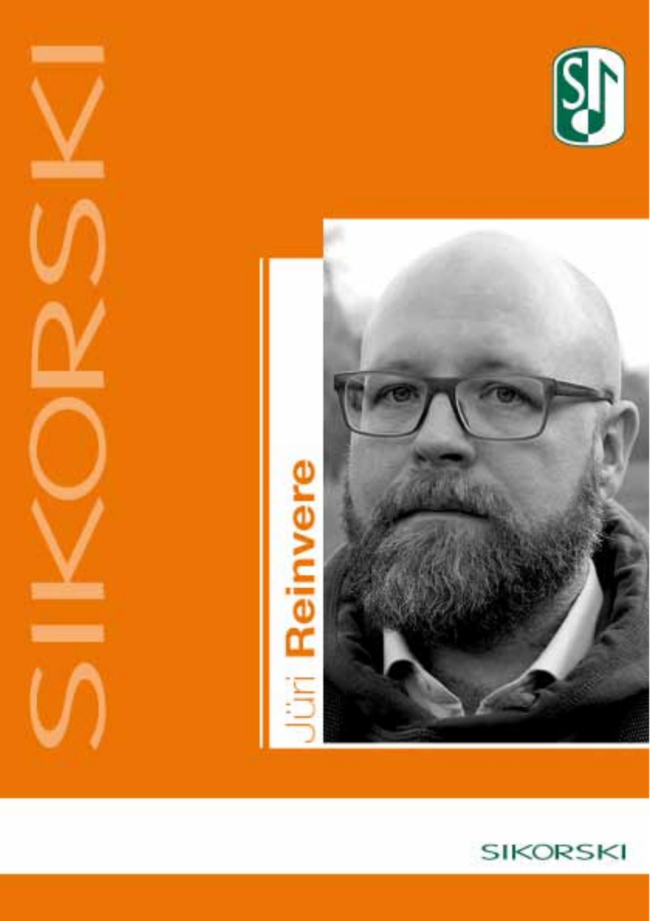SIKORSKI

# Jüri Reinvere

SIKORSKI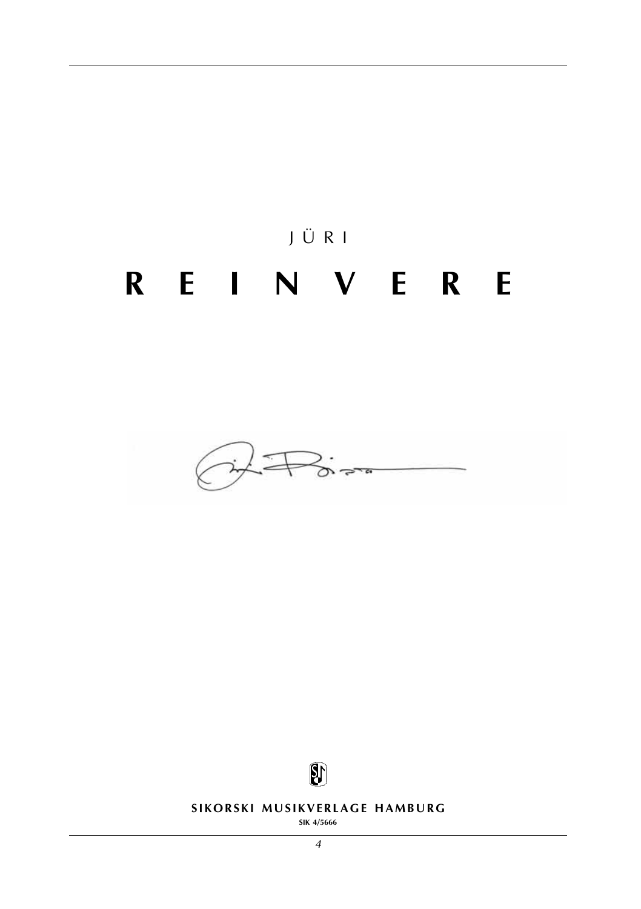JÜRI

# R E I N V E R E

**SIKORSKI MUSIKVERLAGE HAMBURG**

SIK 4/5666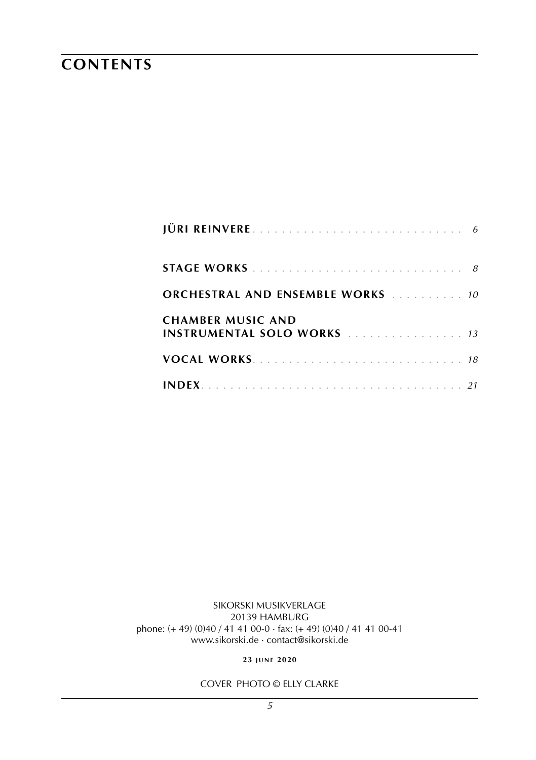# CONTENTS

**JÜRI REINVERE** . . . . . . . . . . . . . . . . . . . . . . . . . . . . *6*

**STAGE WORKS** . . . . . . . . . . . . . . . . . . . . . . . . . . . . *8*

**ORCHESTRAL AND ENSEMBLE WORKS** . . . . . . . . . . *10*

**CHAMBER MUSIC AND INSTRUMENTAL SOLO WORKS** . . . . . . . . . . . . . . . . *13*

**VOCAL WORKS** . . . . . . . . . . . . . . . . . . . . . . . . . . . . *18*

**INDEX** . . . . . . . . . . . . . . . . . . . . . . . . . . . . . . . . . *21*

SIKORSKI MUSIKVERLAGE
20139 HAMBURG
phone: (+ 49) (0)40 / 41 41 00-0 · fax: (+ 49) (0)40 / 41 41 00-41
www.sikorski.de · contact@sikorski.de

**23 JUNE 2020**

COVER PHOTO © ELLY CLARKE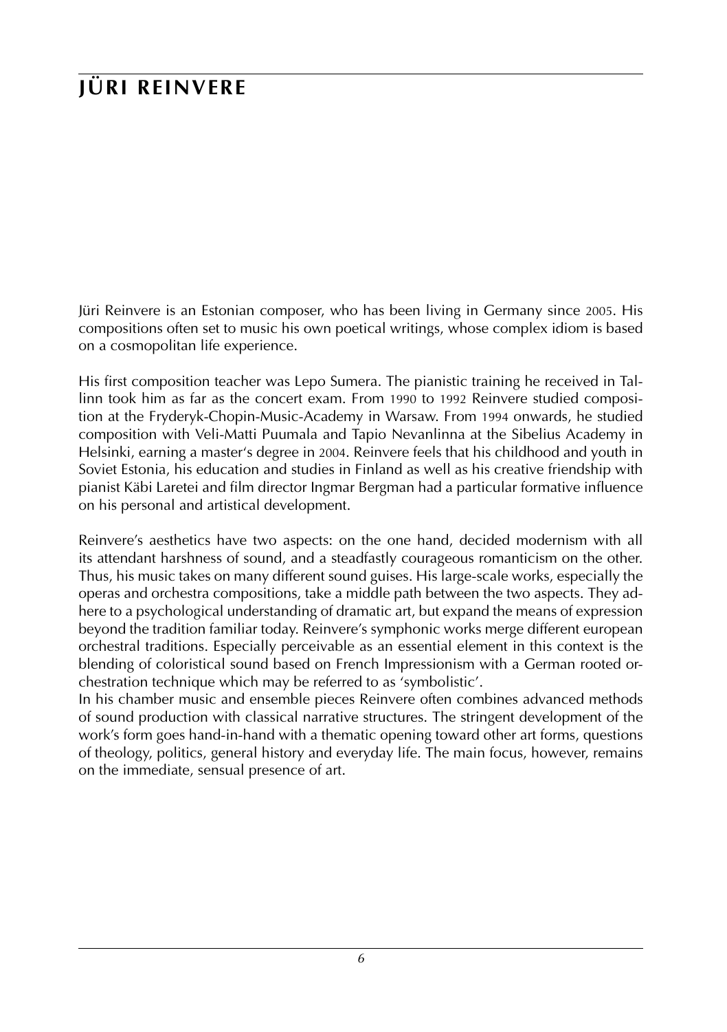# JÜRI REINVERE

Jüri Reinvere is an Estonian composer, who has been living in Germany since 2005. His compositions often set to music his own poetical writings, whose complex idiom is based on a cosmopolitan life experience.

His first composition teacher was Lepo Sumera. The pianistic training he received in Tallinn took him as far as the concert exam. From 1990 to 1992 Reinvere studied composition at the Fryderyk-Chopin-Music-Academy in Warsaw. From 1994 onwards, he studied composition with Veli-Matti Puumala and Tapio Nevanlinna at the Sibelius Academy in Helsinki, earning a master's degree in 2004. Reinvere feels that his childhood and youth in Soviet Estonia, his education and studies in Finland as well as his creative friendship with pianist Käbi Laretei and film director Ingmar Bergman had a particular formative influence on his personal and artistical development.

Reinvere's aesthetics have two aspects: on the one hand, decided modernism with all its attendant harshness of sound, and a steadfastly courageous romanticism on the other. Thus, his music takes on many different sound guises. His large-scale works, especially the operas and orchestra compositions, take a middle path between the two aspects. They adhere to a psychological understanding of dramatic art, but expand the means of expression beyond the tradition familiar today. Reinvere's symphonic works merge different european orchestral traditions. Especially perceivable as an essential element in this context is the blending of coloristical sound based on French Impressionism with a German rooted orchestration technique which may be referred to as 'symbolistic'.

In his chamber music and ensemble pieces Reinvere often combines advanced methods of sound production with classical narrative structures. The stringent development of the work's form goes hand-in-hand with a thematic opening toward other art forms, questions of theology, politics, general history and everyday life. The main focus, however, remains on the immediate, sensual presence of art.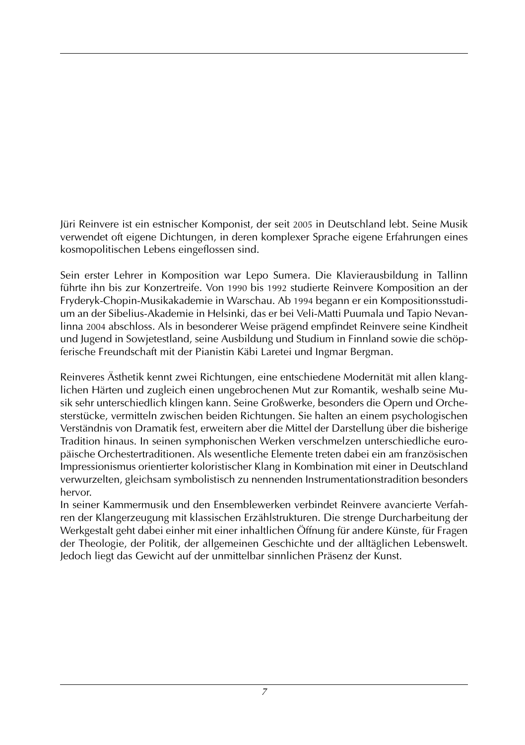Jüri Reinvere ist ein estnischer Komponist, der seit 2005 in Deutschland lebt. Seine Musik verwendet oft eigene Dichtungen, in deren komplexer Sprache eigene Erfahrungen eines kosmopolitischen Lebens eingeflossen sind.

Sein erster Lehrer in Komposition war Lepo Sumera. Die Klavierausbildung in Tallinn führte ihn bis zur Konzertreife. Von 1990 bis 1992 studierte Reinvere Komposition an der Fryderyk-Chopin-Musikakademie in Warschau. Ab 1994 begann er ein Kompositionsstudium an der Sibelius-Akademie in Helsinki, das er bei Veli-Matti Puumala und Tapio Nevanlinna 2004 abschloss. Als in besonderer Weise prägend empfindet Reinvere seine Kindheit und Jugend in Sowjetestland, seine Ausbildung und Studium in Finnland sowie die schöpferische Freundschaft mit der Pianistin Käbi Laretei und Ingmar Bergman.

Reinveres Ästhetik kennt zwei Richtungen, eine entschiedene Modernität mit allen klanglichen Härten und zugleich einen ungebrochenen Mut zur Romantik, weshalb seine Musik sehr unterschiedlich klingen kann. Seine Großwerke, besonders die Opern und Orchesterstücke, vermitteln zwischen beiden Richtungen. Sie halten an einem psychologischen Verständnis von Dramatik fest, erweitern aber die Mittel der Darstellung über die bisherige Tradition hinaus. In seinen symphonischen Werken verschmelzen unterschiedliche europäische Orchestertraditionen. Als wesentliche Elemente treten dabei ein am französischen Impressionismus orientierter koloristischer Klang in Kombination mit einer in Deutschland verwurzelten, gleichsam symbolistisch zu nennenden Instrumentationstradition besonders hervor.
In seiner Kammermusik und den Ensemblewerken verbindet Reinvere avancierte Verfahren der Klangerzeugung mit klassischen Erzählstrukturen. Die strenge Durcharbeitung der Werkgestalt geht dabei einher mit einer inhaltlichen Öffnung für andere Künste, für Fragen der Theologie, der Politik, der allgemeinen Geschichte und der alltäglichen Lebenswelt. Jedoch liegt das Gewicht auf der unmittelbar sinnlichen Präsenz der Kunst.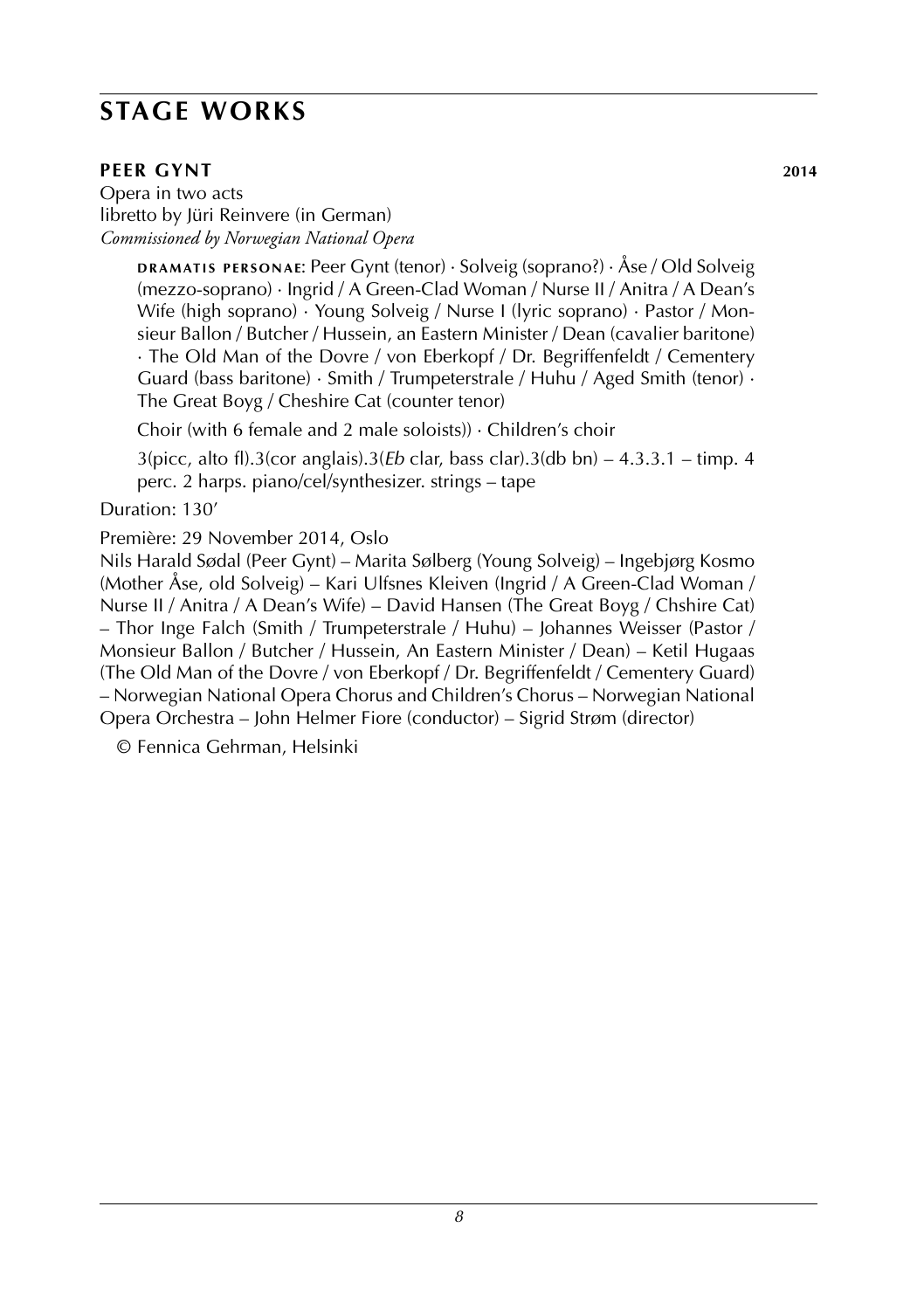## STAGE WORKS

### PEER GYNT 2014

Opera in two acts
libretto by Jüri Reinvere (in German)
*Commissioned by Norwegian National Opera*

DRAMATIS PERSONAE: Peer Gynt (tenor) · Solveig (soprano?) · Åse / Old Solveig (mezzo-soprano) · Ingrid / A Green-Clad Woman / Nurse II / Anitra / A Dean's Wife (high soprano) · Young Solveig / Nurse I (lyric soprano) · Pastor / Monsieur Ballon / Butcher / Hussein, an Eastern Minister / Dean (cavalier baritone) · The Old Man of the Dovre / von Eberkopf / Dr. Begriffenfeldt / Cementery Guard (bass baritone) · Smith / Trumpeterstrale / Huhu / Aged Smith (tenor) · The Great Boyg / Cheshire Cat (counter tenor)

Choir (with 6 female and 2 male soloists)) · Children's choir

3(picc, alto fl).3(cor anglais).3(*Eb* clar, bass clar).3(db bn) – 4.3.3.1 – timp. 4 perc. 2 harps. piano/cel/synthesizer. strings – tape

Duration: 130'

Première: 29 November 2014, Oslo
Nils Harald Sødal (Peer Gynt) – Marita Sølberg (Young Solveig) – Ingebjørg Kosmo (Mother Åse, old Solveig) – Kari Ulfsnes Kleiven (Ingrid / A Green-Clad Woman / Nurse II / Anitra / A Dean's Wife) – David Hansen (The Great Boyg / Chshire Cat) – Thor Inge Falch (Smith / Trumpeterstrale / Huhu) – Johannes Weisser (Pastor / Monsieur Ballon / Butcher / Hussein, An Eastern Minister / Dean) – Ketil Hugaas (The Old Man of the Dovre / von Eberkopf / Dr. Begriffenfeldt / Cementery Guard) – Norwegian National Opera Chorus and Children's Chorus – Norwegian National Opera Orchestra – John Helmer Fiore (conductor) – Sigrid Strøm (director)

© Fennica Gehrman, Helsinki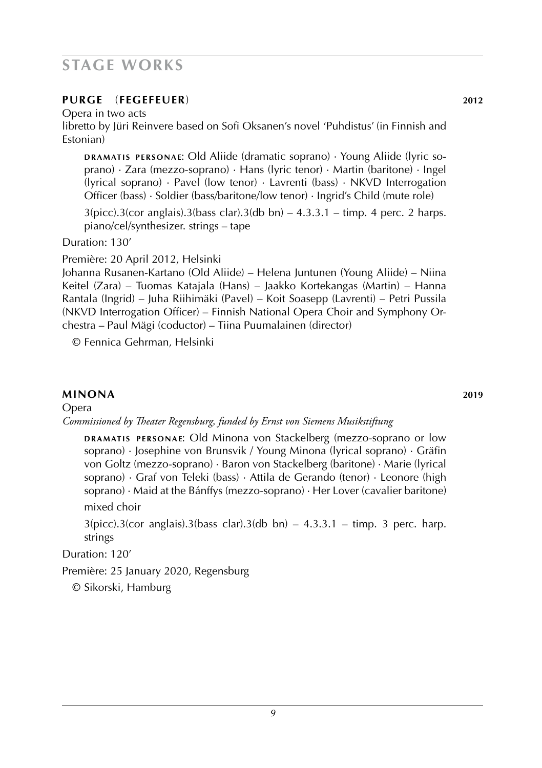# STAGE WORKS

## PURGE (FEGEFEUER) **2012**

Opera in two acts

libretto by Jüri Reinvere based on Sofi Oksanen's novel 'Puhdistus' (in Finnish and Estonian)

**DRAMATIS PERSONAE**: Old Aliide (dramatic soprano) · Young Aliide (lyric soprano) · Zara (mezzo-soprano) · Hans (lyric tenor) · Martin (baritone) · Ingel (lyrical soprano) · Pavel (low tenor) · Lavrenti (bass) · NKVD Interrogation Officer (bass) · Soldier (bass/baritone/low tenor) · Ingrid's Child (mute role)

3(picc).3(cor anglais).3(bass clar).3(db bn) – 4.3.3.1 – timp. 4 perc. 2 harps. piano/cel/synthesizer. strings – tape

Duration: 130'

Première: 20 April 2012, Helsinki

Johanna Rusanen-Kartano (Old Aliide) – Helena Juntunen (Young Aliide) – Niina Keitel (Zara) – Tuomas Katajala (Hans) – Jaakko Kortekangas (Martin) – Hanna Rantala (Ingrid) – Juha Riihimäki (Pavel) – Koit Soasepp (Lavrenti) – Petri Pussila (NKVD Interrogation Officer) – Finnish National Opera Choir and Symphony Orchestra – Paul Mägi (coductor) – Tiina Puumalainen (director)

© Fennica Gehrman, Helsinki

## MINONA **2019**

Opera

*Commissioned by Theater Regensburg, funded by Ernst von Siemens Musikstiftung*

**DRAMATIS PERSONAE**: Old Minona von Stackelberg (mezzo-soprano or low soprano) · Josephine von Brunsvik / Young Minona (lyrical soprano) · Gräfin von Goltz (mezzo-soprano) · Baron von Stackelberg (baritone) · Marie (lyrical soprano) · Graf von Teleki (bass) · Attila de Gerando (tenor) · Leonore (high soprano) · Maid at the Bánffys (mezzo-soprano) · Her Lover (cavalier baritone)

mixed choir

3(picc).3(cor anglais).3(bass clar).3(db bn) – 4.3.3.1 – timp. 3 perc. harp. strings

Duration: 120'

Première: 25 January 2020, Regensburg

© Sikorski, Hamburg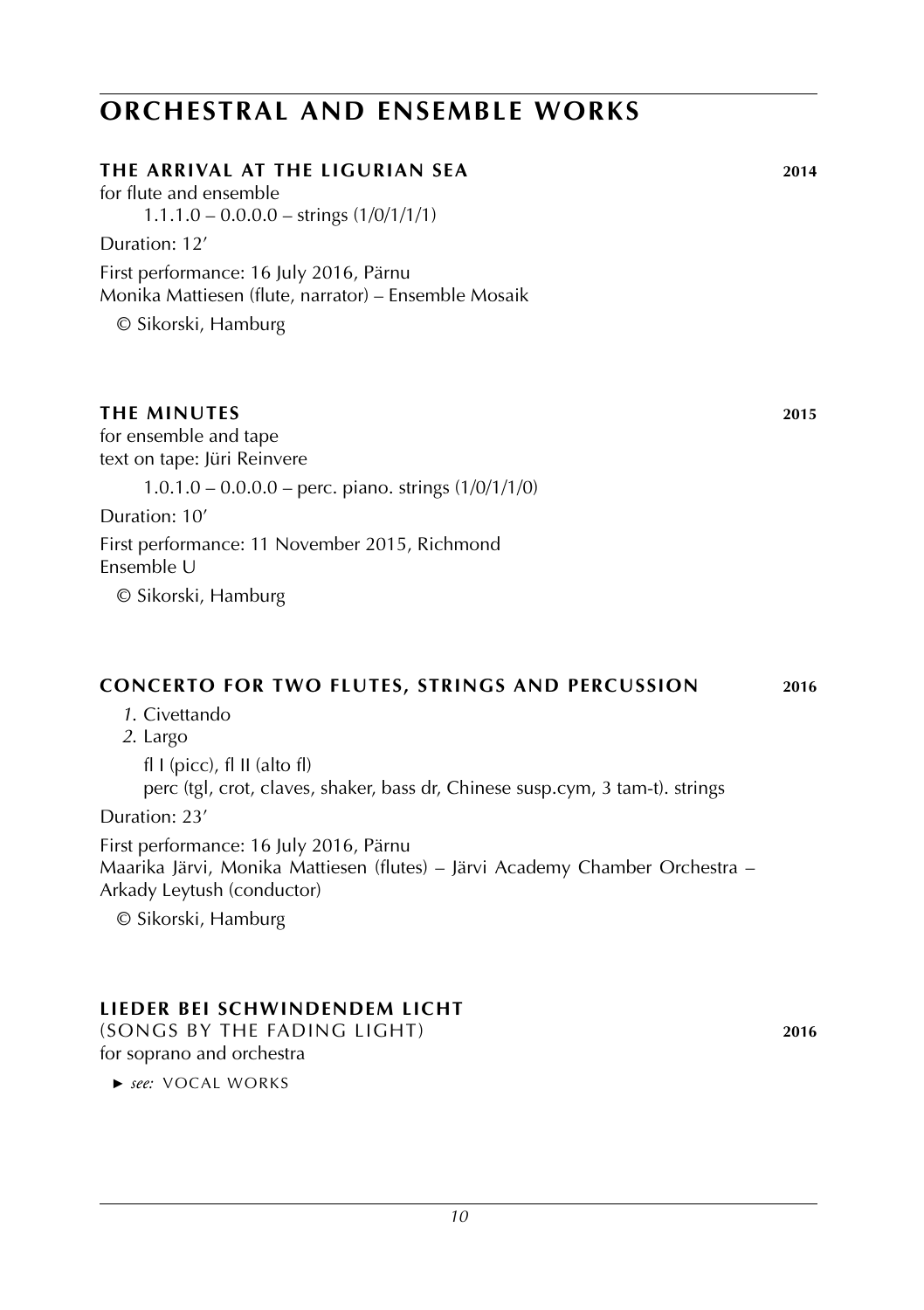# ORCHESTRAL AND ENSEMBLE WORKS

## THE ARRIVAL AT THE LIGURIAN SEA — 2014

for flute and ensemble

1.1.1.0 – 0.0.0.0 – strings (1/0/1/1/1)

Duration: 12′

First performance: 16 July 2016, Pärnu
Monika Mattiesen (flute, narrator) – Ensemble Mosaik

© Sikorski, Hamburg

## THE MINUTES — 2015

for ensemble and tape
text on tape: Jüri Reinvere

1.0.1.0 – 0.0.0.0 – perc. piano. strings (1/0/1/1/0)

Duration: 10′

First performance: 11 November 2015, Richmond
Ensemble U

© Sikorski, Hamburg

## CONCERTO FOR TWO FLUTES, STRINGS AND PERCUSSION — 2016

*1.* Civettando
*2.* Largo

fl I (picc), fl II (alto fl)
perc (tgl, crot, claves, shaker, bass dr, Chinese susp.cym, 3 tam-t). strings

Duration: 23′

First performance: 16 July 2016, Pärnu
Maarika Järvi, Monika Mattiesen (flutes) – Järvi Academy Chamber Orchestra – Arkady Leytush (conductor)

© Sikorski, Hamburg

## LIEDER BEI SCHWINDENDEM LICHT

(SONGS BY THE FADING LIGHT) — 2016

for soprano and orchestra

► *see:* VOCAL WORKS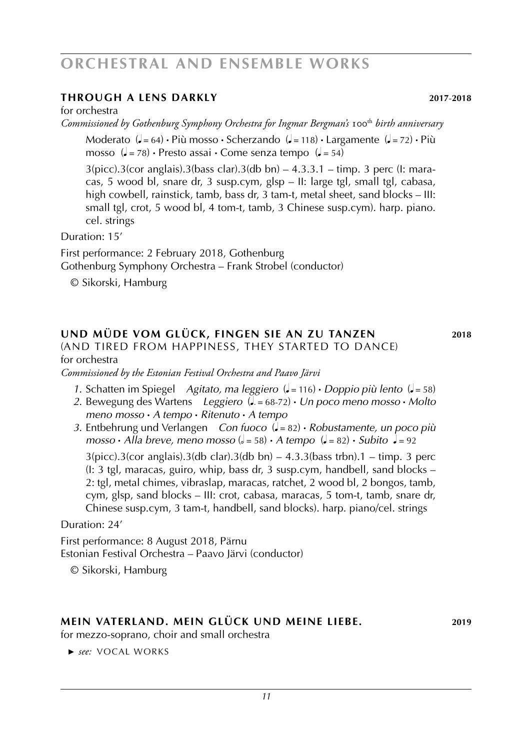# ORCHESTRAL AND ENSEMBLE WORKS

## THROUGH A LENS DARKLY 2017-2018

for orchestra

*Commissioned by Gothenburg Symphony Orchestra for Ingmar Bergman's 100th birth anniversary*

Moderato (♩= 64) • Più mosso • Scherzando (♩= 118) • Largamente (♩= 72) • Più mosso (♩= 78) • Presto assai • Come senza tempo (♩= 54)

3(picc).3(cor anglais).3(bass clar).3(db bn) – 4.3.3.1 – timp. 3 perc (I: maracas, 5 wood bl, snare dr, 3 susp.cym, glsp – II: large tgl, small tgl, cabasa, high cowbell, rainstick, tamb, bass dr, 3 tam-t, metal sheet, sand blocks – III: small tgl, crot, 5 wood bl, 4 tom-t, tamb, 3 Chinese susp.cym). harp. piano. cel. strings

Duration: 15'

First performance: 2 February 2018, Gothenburg
Gothenburg Symphony Orchestra – Frank Strobel (conductor)

© Sikorski, Hamburg

## UND MÜDE VOM GLÜCK, FINGEN SIE AN ZU TANZEN 2018

(AND TIRED FROM HAPPINESS, THEY STARTED TO DANCE)

for orchestra

*Commissioned by the Estonian Festival Orchestra and Paavo Järvi*

1. Schatten im Spiegel *Agitato, ma leggiero* (♩= 116) • *Doppio più lento* (♩= 58)
2. Bewegung des Wartens *Leggiero* (♩. = 68-72) • *Un poco meno mosso* • *Molto meno mosso* • *A tempo* • *Ritenuto* • *A tempo*
3. Entbehrung und Verlangen *Con fuoco* (♩= 82) • *Robustamente, un poco più mosso* • *Alla breve, meno mosso* (𝅗𝅥= 58) • *A tempo* (♩= 82) • *Subito* ♩= 92

3(picc).3(cor anglais).3(db clar).3(db bn) – 4.3.3(bass trbn).1 – timp. 3 perc (I: 3 tgl, maracas, guiro, whip, bass dr, 3 susp.cym, handbell, sand blocks – 2: tgl, metal chimes, vibraslap, maracas, ratchet, 2 wood bl, 2 bongos, tamb, cym, glsp, sand blocks – III: crot, cabasa, maracas, 5 tom-t, tamb, snare dr, Chinese susp.cym, 3 tam-t, handbell, sand blocks). harp. piano/cel. strings

Duration: 24'

First performance: 8 August 2018, Pärnu
Estonian Festival Orchestra – Paavo Järvi (conductor)

© Sikorski, Hamburg

## MEIN VATERLAND. MEIN GLÜCK UND MEINE LIEBE. 2019

for mezzo-soprano, choir and small orchestra

► *see:* VOCAL WORKS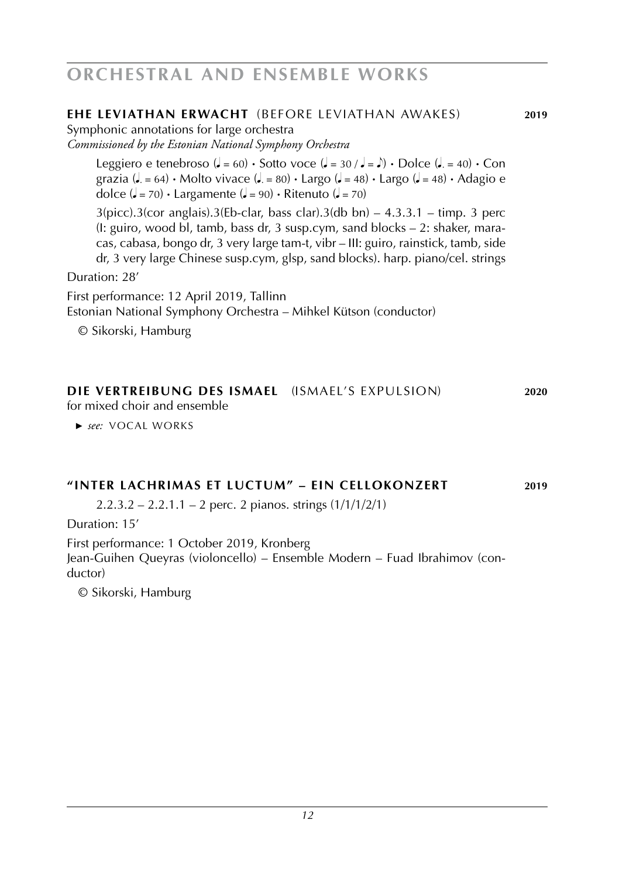# ORCHESTRAL AND ENSEMBLE WORKS

## EHE LEVIATHAN ERWACHT (BEFORE LEVIATHAN AWAKES) 2019

Symphonic annotations for large orchestra
*Commissioned by the Estonian National Symphony Orchestra*

Leggiero e tenebroso (♩ = 60) • Sotto voce (♩ = 30 / ♩ = ♪) • Dolce (♩. = 40) • Con grazia (♩. = 64) • Molto vivace (♩. = 80) • Largo (♩ = 48) • Largo (♩ = 48) • Adagio e dolce (♩ = 70) • Largamente (♩ = 90) • Ritenuto (♩ = 70)

3(picc).3(cor anglais).3(Eb-clar, bass clar).3(db bn) – 4.3.3.1 – timp. 3 perc (I: guiro, wood bl, tamb, bass dr, 3 susp.cym, sand blocks – 2: shaker, maracas, cabasa, bongo dr, 3 very large tam-t, vibr – III: guiro, rainstick, tamb, side dr, 3 very large Chinese susp.cym, glsp, sand blocks). harp. piano/cel. strings

Duration: 28'

First performance: 12 April 2019, Tallinn
Estonian National Symphony Orchestra – Mihkel Kütson (conductor)

© Sikorski, Hamburg

## DIE VERTREIBUNG DES ISMAEL (ISMAEL'S EXPULSION) 2020

for mixed choir and ensemble

► *see:* VOCAL WORKS

## "INTER LACHRIMAS ET LUCTUM" – EIN CELLOKONZERT 2019

2.2.3.2 – 2.2.1.1 – 2 perc. 2 pianos. strings (1/1/1/2/1)

Duration: 15'

First performance: 1 October 2019, Kronberg
Jean-Guihen Queyras (violoncello) – Ensemble Modern – Fuad Ibrahimov (conductor)

© Sikorski, Hamburg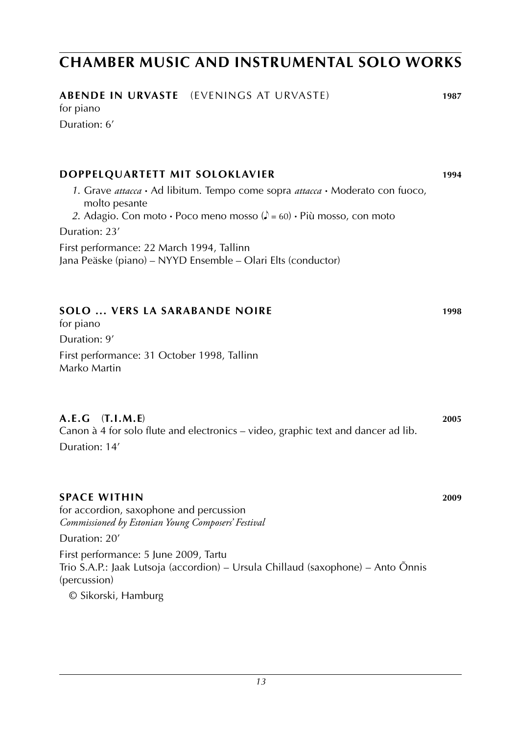# CHAMBER MUSIC AND INSTRUMENTAL SOLO WORKS

**ABENDE IN URVASTE** (EVENINGS AT URVASTE) **1987**

for piano

Duration: 6′

**DOPPELQUARTETT MIT SOLOKLAVIER** **1994**

1. Grave *attacca* · Ad libitum. Tempo come sopra *attacca* · Moderato con fuoco, molto pesante
2. Adagio. Con moto · Poco meno mosso (♪ = 60) · Più mosso, con moto

Duration: 23′

First performance: 22 March 1994, Tallinn
Jana Peäske (piano) – NYYD Ensemble – Olari Elts (conductor)

**SOLO … VERS LA SARABANDE NOIRE** **1998**

for piano

Duration: 9′

First performance: 31 October 1998, Tallinn
Marko Martin

**A.E.G (T.I.M.E)** **2005**

Canon à 4 for solo flute and electronics – video, graphic text and dancer ad lib.

Duration: 14′

**SPACE WITHIN** **2009**

for accordion, saxophone and percussion
*Commissioned by Estonian Young Composers' Festival*

Duration: 20′

First performance: 5 June 2009, Tartu
Trio S.A.P.: Jaak Lutsoja (accordion) – Ursula Chillaud (saxophone) – Anto Õnnis (percussion)

© Sikorski, Hamburg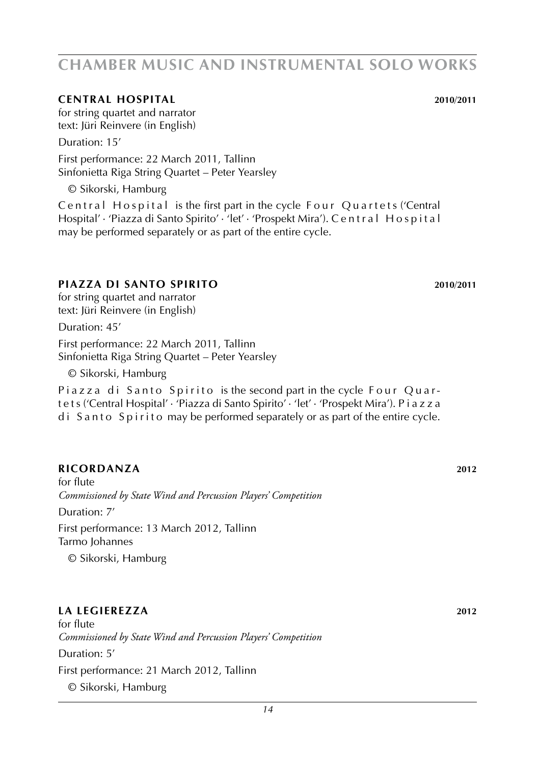# CHAMBER MUSIC AND INSTRUMENTAL SOLO WORKS

### CENTRAL HOSPITAL 2010/2011

for string quartet and narrator
text: Jüri Reinvere (in English)

Duration: 15′

First performance: 22 March 2011, Tallinn
Sinfonietta Riga String Quartet – Peter Yearsley

© Sikorski, Hamburg

Central Hospital is the first part in the cycle Four Quartets ('Central Hospital' · 'Piazza di Santo Spirito' · 'let' · 'Prospekt Mira'). Central Hospital may be performed separately or as part of the entire cycle.

### PIAZZA DI SANTO SPIRITO 2010/2011

for string quartet and narrator
text: Jüri Reinvere (in English)

Duration: 45′

First performance: 22 March 2011, Tallinn
Sinfonietta Riga String Quartet – Peter Yearsley

© Sikorski, Hamburg

Piazza di Santo Spirito is the second part in the cycle Four Quartets ('Central Hospital' · 'Piazza di Santo Spirito' · 'let' · 'Prospekt Mira'). Piazza di Santo Spirito may be performed separately or as part of the entire cycle.

### RICORDANZA 2012

for flute
*Commissioned by State Wind and Percussion Players' Competition*

Duration: 7′

First performance: 13 March 2012, Tallinn
Tarmo Johannes

© Sikorski, Hamburg

### LA LEGIEREZZA 2012

for flute
*Commissioned by State Wind and Percussion Players' Competition*

Duration: 5′

First performance: 21 March 2012, Tallinn

© Sikorski, Hamburg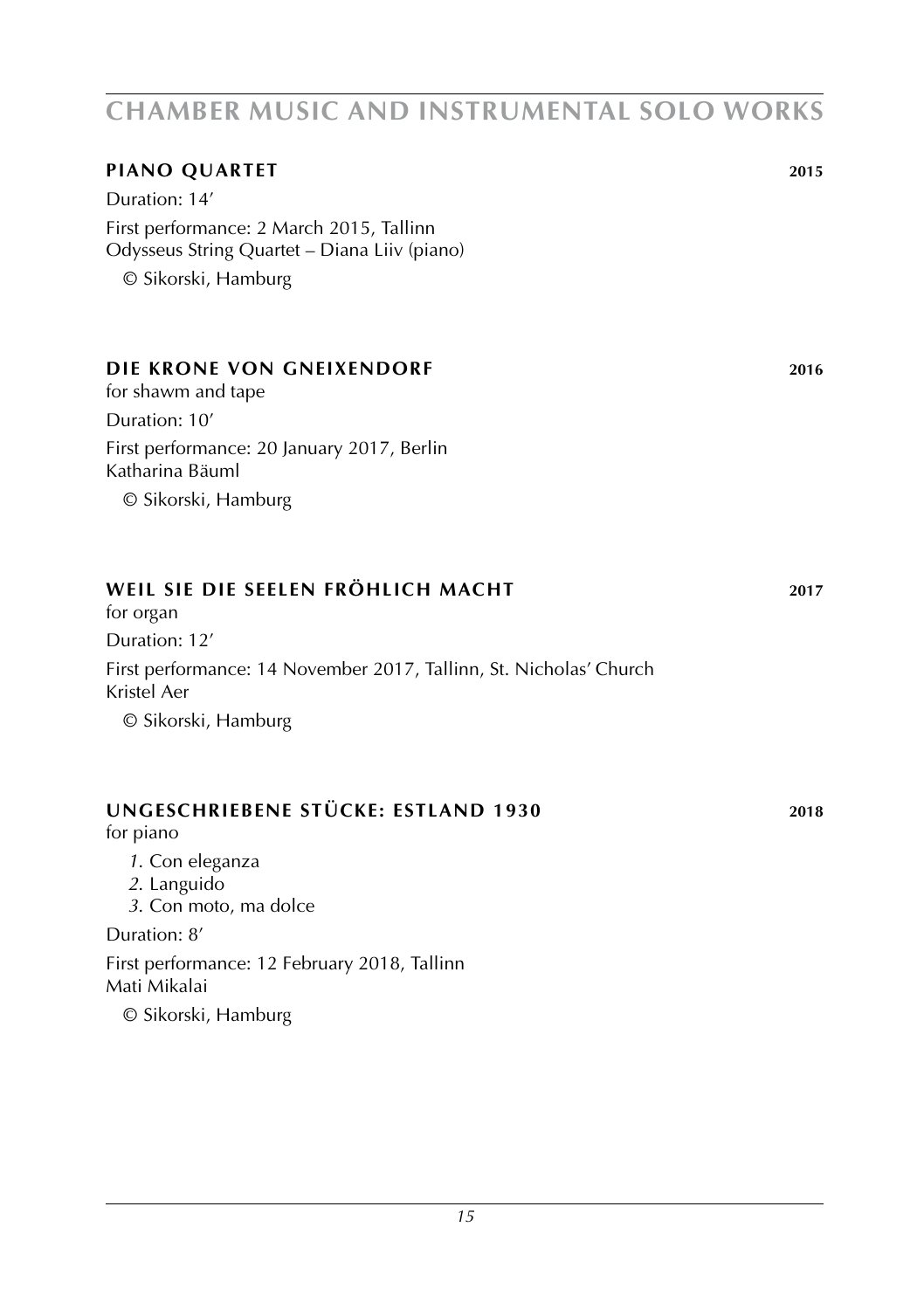# CHAMBER MUSIC AND INSTRUMENTAL SOLO WORKS

## PIANO QUARTET 2015

Duration: 14′

First performance: 2 March 2015, Tallinn
Odysseus String Quartet – Diana Liiv (piano)

© Sikorski, Hamburg

## DIE KRONE VON GNEIXENDORF 2016

for shawm and tape

Duration: 10′

First performance: 20 January 2017, Berlin
Katharina Bäuml

© Sikorski, Hamburg

## WEIL SIE DIE SEELEN FRÖHLICH MACHT 2017

for organ

Duration: 12′

First performance: 14 November 2017, Tallinn, St. Nicholas' Church
Kristel Aer

© Sikorski, Hamburg

## UNGESCHRIEBENE STÜCKE: ESTLAND 1930 2018

for piano

*1*. Con eleganza
*2*. Languido
*3*. Con moto, ma dolce

Duration: 8′

First performance: 12 February 2018, Tallinn
Mati Mikalai

© Sikorski, Hamburg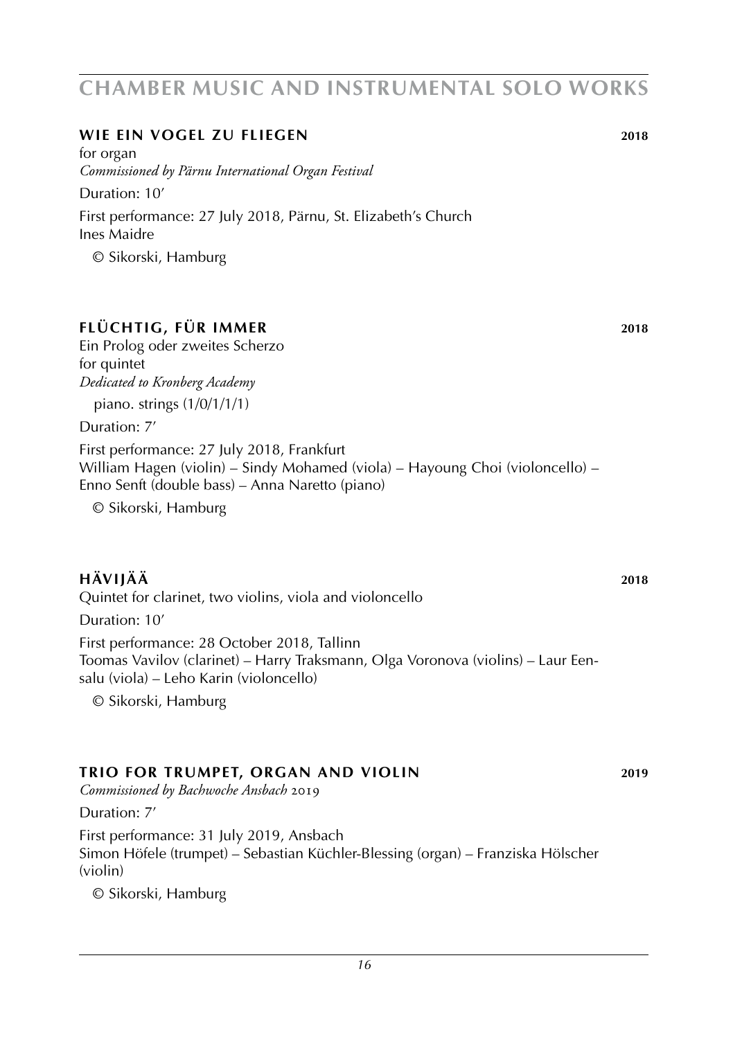# CHAMBER MUSIC AND INSTRUMENTAL SOLO WORKS

### WIE EIN VOGEL ZU FLIEGEN 2018

for organ
*Commissioned by Pärnu International Organ Festival*

Duration: 10′

First performance: 27 July 2018, Pärnu, St. Elizabeth's Church
Ines Maidre

© Sikorski, Hamburg

### FLÜCHTIG, FÜR IMMER 2018

Ein Prolog oder zweites Scherzo
for quintet
*Dedicated to Kronberg Academy*

piano. strings (1/0/1/1/1)

Duration: 7′

First performance: 27 July 2018, Frankfurt
William Hagen (violin) – Sindy Mohamed (viola) – Hayoung Choi (violoncello) – Enno Senft (double bass) – Anna Naretto (piano)

© Sikorski, Hamburg

### HÄVIJÄÄ 2018

Quintet for clarinet, two violins, viola and violoncello

Duration: 10′

First performance: 28 October 2018, Tallinn
Toomas Vavilov (clarinet) – Harry Traksmann, Olga Voronova (violins) – Laur Eensalu (viola) – Leho Karin (violoncello)

© Sikorski, Hamburg

### TRIO FOR TRUMPET, ORGAN AND VIOLIN 2019

*Commissioned by Bachwoche Ansbach 2019*

Duration: 7′

First performance: 31 July 2019, Ansbach
Simon Höfele (trumpet) – Sebastian Küchler-Blessing (organ) – Franziska Hölscher (violin)

© Sikorski, Hamburg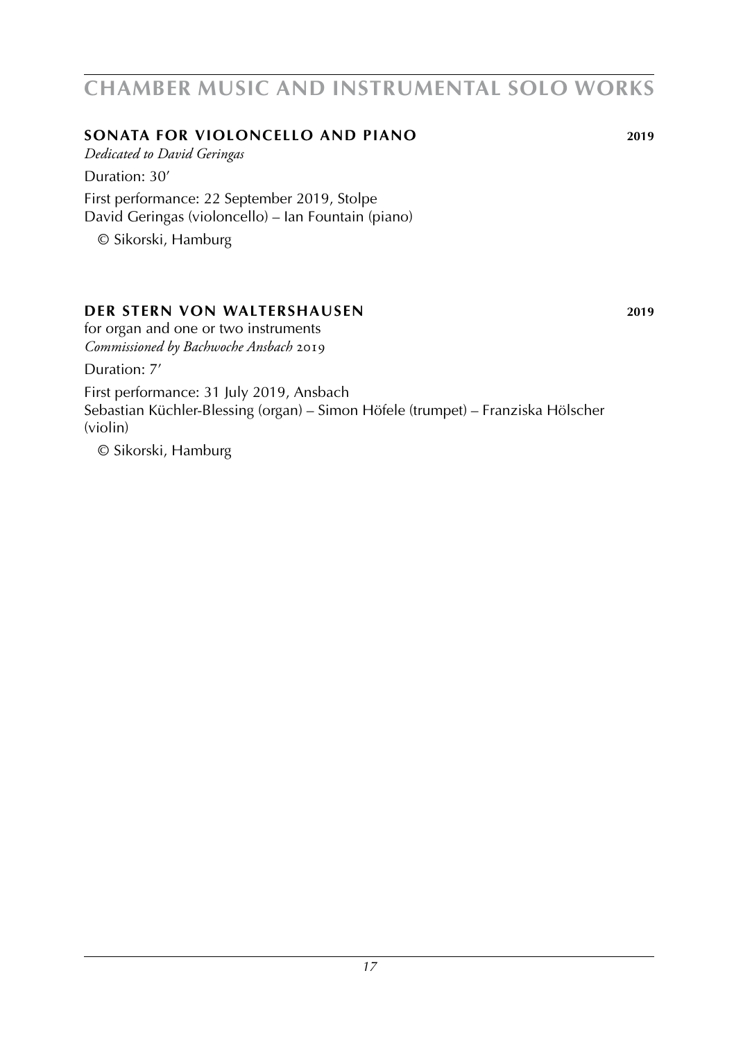# CHAMBER MUSIC AND INSTRUMENTAL SOLO WORKS

## SONATA FOR VIOLONCELLO AND PIANO **2019**

*Dedicated to David Geringas*

Duration: 30′

First performance: 22 September 2019, Stolpe
David Geringas (violoncello) – Ian Fountain (piano)

© Sikorski, Hamburg

## DER STERN VON WALTERSHAUSEN **2019**

for organ and one or two instruments
*Commissioned by Bachwoche Ansbach* 2019

Duration: 7′

First performance: 31 July 2019, Ansbach
Sebastian Küchler-Blessing (organ) – Simon Höfele (trumpet) – Franziska Hölscher (violin)

© Sikorski, Hamburg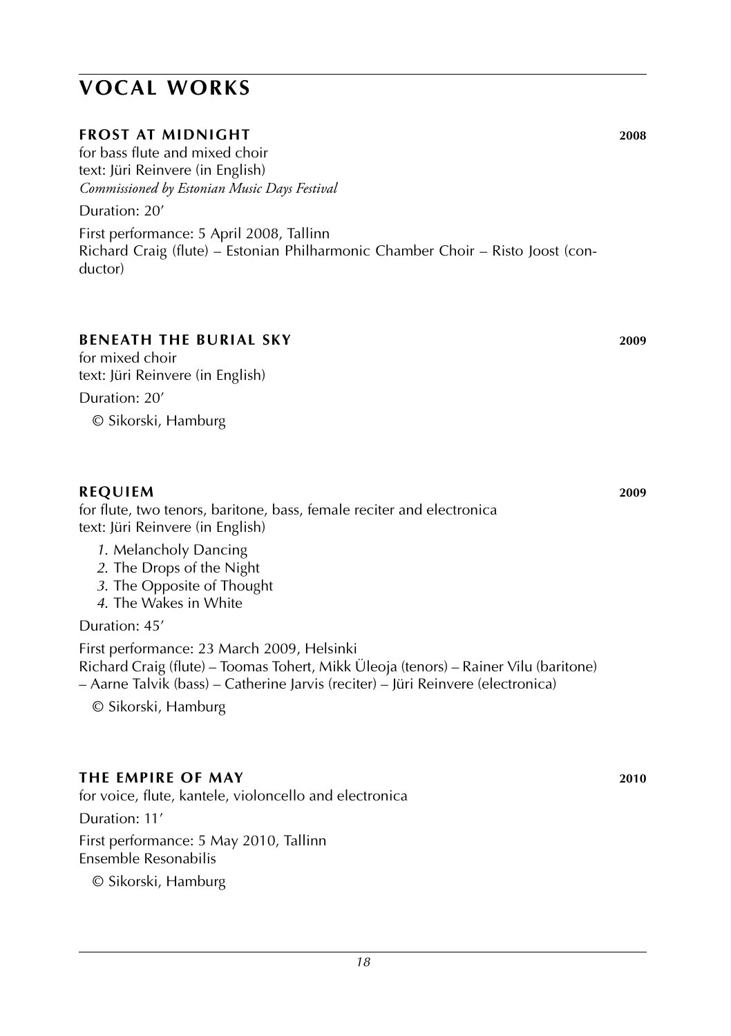# VOCAL WORKS

### FROST AT MIDNIGHT 2008

for bass flute and mixed choir
text: Jüri Reinvere (in English)
*Commissioned by Estonian Music Days Festival*

Duration: 20'

First performance: 5 April 2008, Tallinn
Richard Craig (flute) – Estonian Philharmonic Chamber Choir – Risto Joost (conductor)

### BENEATH THE BURIAL SKY 2009

for mixed choir
text: Jüri Reinvere (in English)

Duration: 20'

© Sikorski, Hamburg

### REQUIEM 2009

for flute, two tenors, baritone, bass, female reciter and electronica
text: Jüri Reinvere (in English)

*1.* Melancholy Dancing
*2.* The Drops of the Night
*3.* The Opposite of Thought
*4.* The Wakes in White

Duration: 45'

First performance: 23 March 2009, Helsinki
Richard Craig (flute) – Toomas Tohert, Mikk Üleoja (tenors) – Rainer Vilu (baritone) – Aarne Talvik (bass) – Catherine Jarvis (reciter) – Jüri Reinvere (electronica)

© Sikorski, Hamburg

### THE EMPIRE OF MAY 2010

for voice, flute, kantele, violoncello and electronica

Duration: 11'

First performance: 5 May 2010, Tallinn
Ensemble Resonabilis

© Sikorski, Hamburg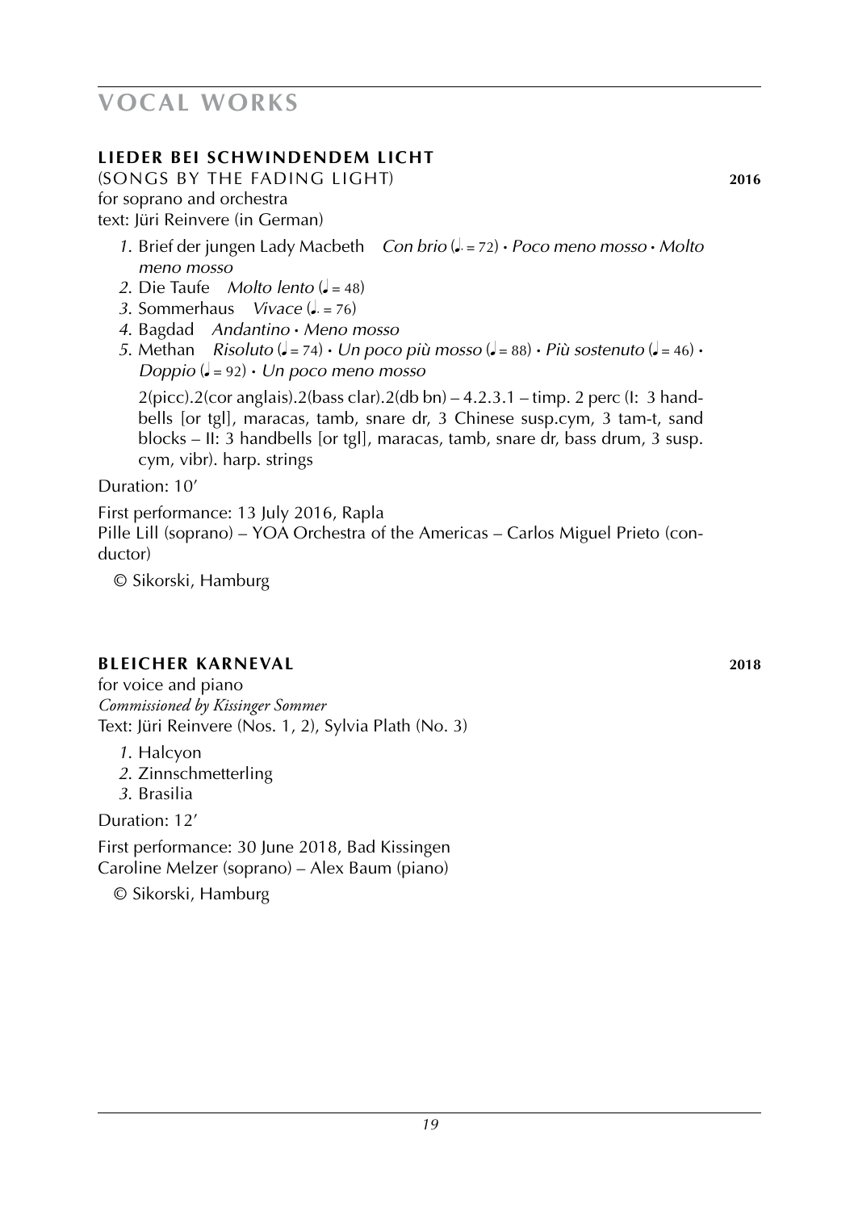# VOCAL WORKS

## LIEDER BEI SCHWINDENDEM LICHT

(SONGS BY THE FADING LIGHT) **2016**

for soprano and orchestra
text: Jüri Reinvere (in German)

*1.* Brief der jungen Lady Macbeth *Con brio* (♩. = 72) • *Poco meno mosso* • *Molto meno mosso*
*2.* Die Taufe *Molto lento* (♩ = 48)
*3.* Sommerhaus *Vivace* (♩. = 76)
*4.* Bagdad *Andantino* • *Meno mosso*
*5.* Methan *Risoluto* (♩ = 74) • *Un poco più mosso* (♩ = 88) • *Più sostenuto* (♩ = 46) • *Doppio* (♩ = 92) • *Un poco meno mosso*

2(picc).2(cor anglais).2(bass clar).2(db bn) – 4.2.3.1 – timp. 2 perc (I: 3 handbells [or tgl], maracas, tamb, snare dr, 3 Chinese susp.cym, 3 tam-t, sand blocks – II: 3 handbells [or tgl], maracas, tamb, snare dr, bass drum, 3 susp. cym, vibr). harp. strings

Duration: 10'

First performance: 13 July 2016, Rapla
Pille Lill (soprano) – YOA Orchestra of the Americas – Carlos Miguel Prieto (conductor)

© Sikorski, Hamburg

## BLEICHER KARNEVAL **2018**

for voice and piano
*Commissioned by Kissinger Sommer*
Text: Jüri Reinvere (Nos. 1, 2), Sylvia Plath (No. 3)

*1.* Halcyon
*2.* Zinnschmetterling
*3.* Brasilia

Duration: 12'

First performance: 30 June 2018, Bad Kissingen
Caroline Melzer (soprano) – Alex Baum (piano)

© Sikorski, Hamburg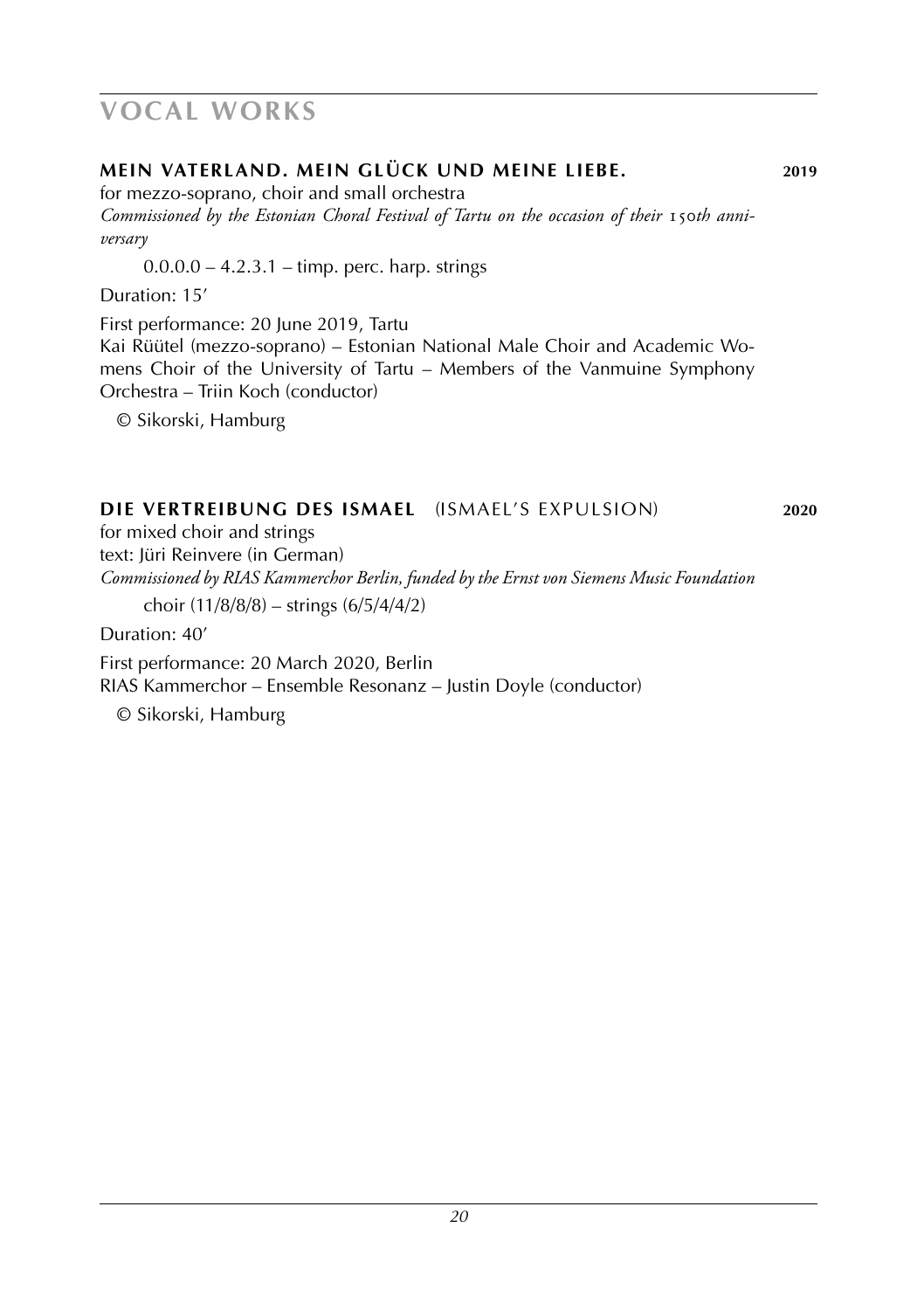## VOCAL WORKS

### MEIN VATERLAND. MEIN GLÜCK UND MEINE LIEBE. 2019

for mezzo-soprano, choir and small orchestra
*Commissioned by the Estonian Choral Festival of Tartu on the occasion of their 150th anniversary*

0.0.0.0 – 4.2.3.1 – timp. perc. harp. strings

Duration: 15′

First performance: 20 June 2019, Tartu
Kai Rüütel (mezzo-soprano) – Estonian National Male Choir and Academic Womens Choir of the University of Tartu – Members of the Vanmuine Symphony Orchestra – Triin Koch (conductor)

© Sikorski, Hamburg

### DIE VERTREIBUNG DES ISMAEL (ISMAEL'S EXPULSION) 2020

for mixed choir and strings
text: Jüri Reinvere (in German)
*Commissioned by RIAS Kammerchor Berlin, funded by the Ernst von Siemens Music Foundation*

choir (11/8/8/8) – strings (6/5/4/4/2)

Duration: 40′

First performance: 20 March 2020, Berlin
RIAS Kammerchor – Ensemble Resonanz – Justin Doyle (conductor)

© Sikorski, Hamburg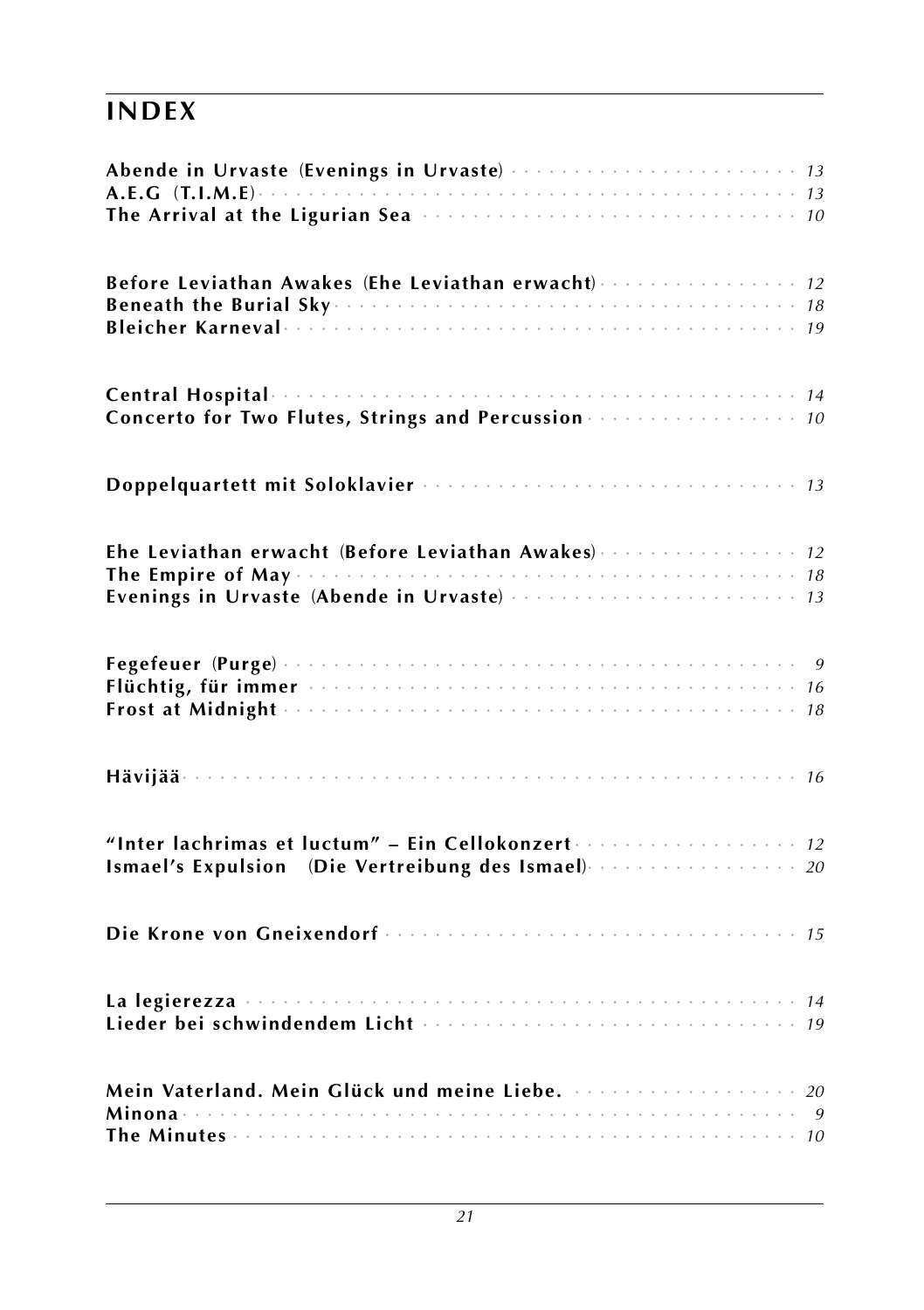# INDEX

**Abende in Urvaste (Evenings in Urvaste)** · · · · · · · · · · · · · · · · · · · · · · *13*
**A.E.G (T.I.M.E)** · · · · · · · · · · · · · · · · · · · · · · · · · · · · · · · · · · · · *13*
**The Arrival at the Ligurian Sea** · · · · · · · · · · · · · · · · · · · · · · · · · · · · *10*

**Before Leviathan Awakes (Ehe Leviathan erwacht)** · · · · · · · · · · · · · · · · *12*
**Beneath the Burial Sky** · · · · · · · · · · · · · · · · · · · · · · · · · · · · · · · · · *18*
**Bleicher Karneval** · · · · · · · · · · · · · · · · · · · · · · · · · · · · · · · · · · · · *19*

**Central Hospital** · · · · · · · · · · · · · · · · · · · · · · · · · · · · · · · · · · · · · *14*
**Concerto for Two Flutes, Strings and Percussion** · · · · · · · · · · · · · · · · · *10*

**Doppelquartett mit Soloklavier** · · · · · · · · · · · · · · · · · · · · · · · · · · · · *13*

**Ehe Leviathan erwacht (Before Leviathan Awakes)** · · · · · · · · · · · · · · · · *12*
**The Empire of May** · · · · · · · · · · · · · · · · · · · · · · · · · · · · · · · · · · · · *18*
**Evenings in Urvaste (Abende in Urvaste)** · · · · · · · · · · · · · · · · · · · · · · *13*

**Fegefeuer (Purge)** · · · · · · · · · · · · · · · · · · · · · · · · · · · · · · · · · · · · *9*
**Flüchtig, für immer** · · · · · · · · · · · · · · · · · · · · · · · · · · · · · · · · · · · *16*
**Frost at Midnight** · · · · · · · · · · · · · · · · · · · · · · · · · · · · · · · · · · · · *18*

**Hävijää** · · · · · · · · · · · · · · · · · · · · · · · · · · · · · · · · · · · · · · · · · · *16*

**"Inter lachrimas et luctum" – Ein Cellokonzert** · · · · · · · · · · · · · · · · · · *12*
**Ismael's Expulsion (Die Vertreibung des Ismael)** · · · · · · · · · · · · · · · · · *20*

**Die Krone von Gneixendorf** · · · · · · · · · · · · · · · · · · · · · · · · · · · · · · · *15*

**La legierezza** · · · · · · · · · · · · · · · · · · · · · · · · · · · · · · · · · · · · · · · *14*
**Lieder bei schwindendem Licht** · · · · · · · · · · · · · · · · · · · · · · · · · · · · *19*

**Mein Vaterland. Mein Glück und meine Liebe.** · · · · · · · · · · · · · · · · · · · *20*
**Minona** · · · · · · · · · · · · · · · · · · · · · · · · · · · · · · · · · · · · · · · · · · · *9*
**The Minutes** · · · · · · · · · · · · · · · · · · · · · · · · · · · · · · · · · · · · · · · *10*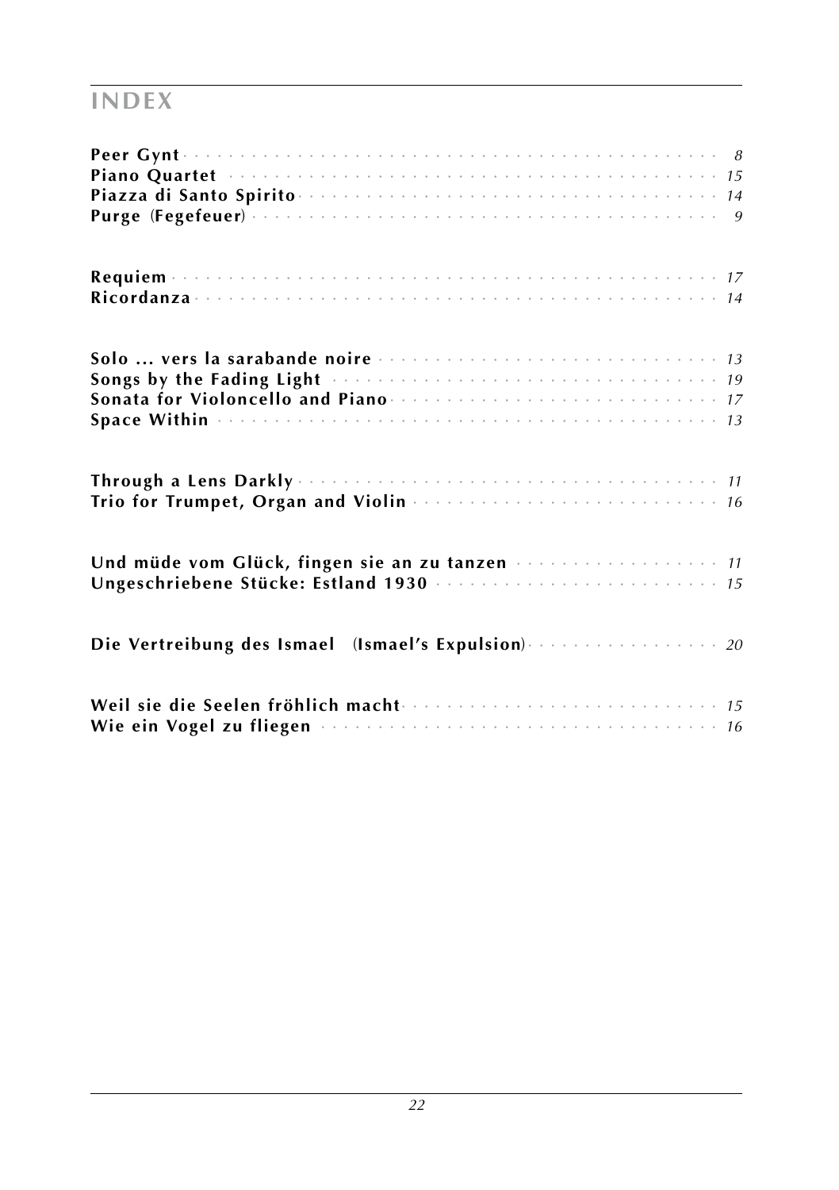# INDEX

**Peer Gynt** · · · · · · · · · · · · · · · · · · · · · · · · · · · · · · · · · · · · · · · · · · *8*
**Piano Quartet** · · · · · · · · · · · · · · · · · · · · · · · · · · · · · · · · · · · · · · · *15*
**Piazza di Santo Spirito** · · · · · · · · · · · · · · · · · · · · · · · · · · · · · · · · · *14*
**Purge (Fegefeuer)** · · · · · · · · · · · · · · · · · · · · · · · · · · · · · · · · · · · · *9*

**Requiem** · · · · · · · · · · · · · · · · · · · · · · · · · · · · · · · · · · · · · · · · · · *17*
**Ricordanza** · · · · · · · · · · · · · · · · · · · · · · · · · · · · · · · · · · · · · · · · *14*

**Solo ... vers la sarabande noire** · · · · · · · · · · · · · · · · · · · · · · · · · · · *13*
**Songs by the Fading Light** · · · · · · · · · · · · · · · · · · · · · · · · · · · · · · · *19*
**Sonata for Violoncello and Piano** · · · · · · · · · · · · · · · · · · · · · · · · · · · *17*
**Space Within** · · · · · · · · · · · · · · · · · · · · · · · · · · · · · · · · · · · · · · *13*

**Through a Lens Darkly** · · · · · · · · · · · · · · · · · · · · · · · · · · · · · · · · · *11*
**Trio for Trumpet, Organ and Violin** · · · · · · · · · · · · · · · · · · · · · · · · · · *16*

**Und müde vom Glück, fingen sie an zu tanzen** · · · · · · · · · · · · · · · · · · *11*
**Ungeschriebene Stücke: Estland 1930** · · · · · · · · · · · · · · · · · · · · · · · · *15*

**Die Vertreibung des Ismael (Ismael's Expulsion)** · · · · · · · · · · · · · · · · *20*

**Weil sie die Seelen fröhlich macht** · · · · · · · · · · · · · · · · · · · · · · · · · · *15*
**Wie ein Vogel zu fliegen** · · · · · · · · · · · · · · · · · · · · · · · · · · · · · · · · *16*